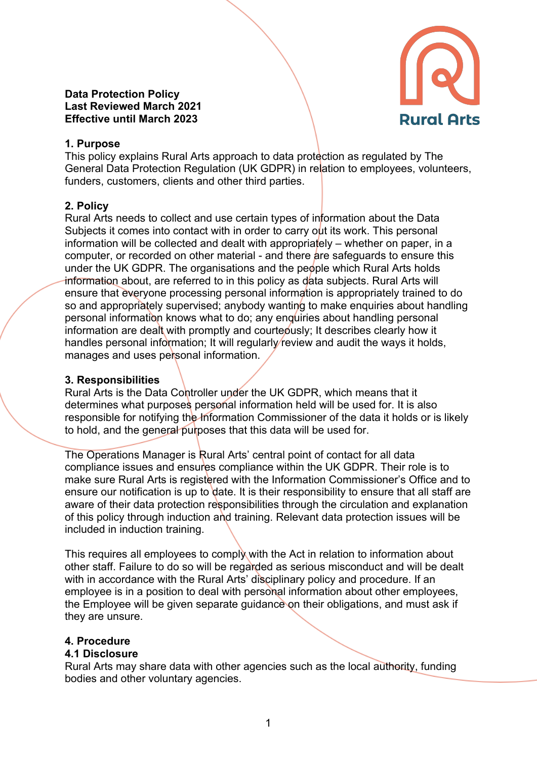**Data Protection Policy**
**Last Reviewed March 2021**
**Effective until March 2023**

Rural Arts

## 1. Purpose

This policy explains Rural Arts approach to data protection as regulated by The General Data Protection Regulation (UK GDPR) in relation to employees, volunteers, funders, customers, clients and other third parties.

## 2. Policy

Rural Arts needs to collect and use certain types of information about the Data Subjects it comes into contact with in order to carry out its work. This personal information will be collected and dealt with appropriately – whether on paper, in a computer, or recorded on other material - and there are safeguards to ensure this under the UK GDPR. The organisations and the people which Rural Arts holds information about, are referred to in this policy as data subjects. Rural Arts will ensure that everyone processing personal information is appropriately trained to do so and appropriately supervised; anybody wanting to make enquiries about handling personal information knows what to do; any enquiries about handling personal information are dealt with promptly and courteously; It describes clearly how it handles personal information; It will regularly review and audit the ways it holds, manages and uses personal information.

## 3. Responsibilities

Rural Arts is the Data Controller under the UK GDPR, which means that it determines what purposes personal information held will be used for. It is also responsible for notifying the Information Commissioner of the data it holds or is likely to hold, and the general purposes that this data will be used for.

The Operations Manager is Rural Arts' central point of contact for all data compliance issues and ensures compliance within the UK GDPR. Their role is to make sure Rural Arts is registered with the Information Commissioner's Office and to ensure our notification is up to date. It is their responsibility to ensure that all staff are aware of their data protection responsibilities through the circulation and explanation of this policy through induction and training. Relevant data protection issues will be included in induction training.

This requires all employees to comply with the Act in relation to information about other staff. Failure to do so will be regarded as serious misconduct and will be dealt with in accordance with the Rural Arts' disciplinary policy and procedure. If an employee is in a position to deal with personal information about other employees, the Employee will be given separate guidance on their obligations, and must ask if they are unsure.

## 4. Procedure

### 4.1 Disclosure

Rural Arts may share data with other agencies such as the local authority, funding bodies and other voluntary agencies.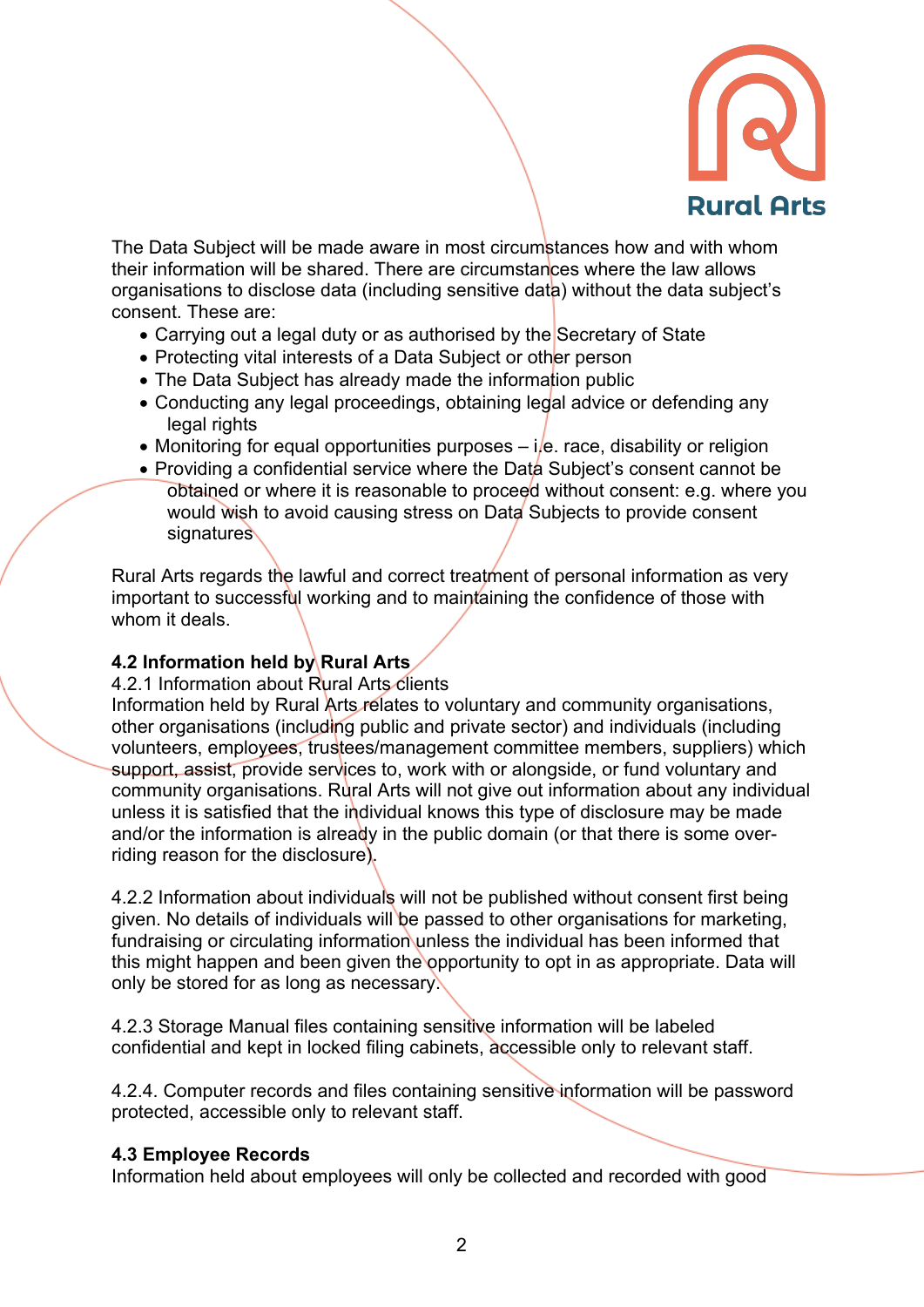The Data Subject will be made aware in most circumstances how and with whom their information will be shared. There are circumstances where the law allows organisations to disclose data (including sensitive data) without the data subject's consent. These are:

- Carrying out a legal duty or as authorised by the Secretary of State
- Protecting vital interests of a Data Subject or other person
- The Data Subject has already made the information public
- Conducting any legal proceedings, obtaining legal advice or defending any legal rights
- Monitoring for equal opportunities purposes – i.e. race, disability or religion
- Providing a confidential service where the Data Subject's consent cannot be obtained or where it is reasonable to proceed without consent: e.g. where you would wish to avoid causing stress on Data Subjects to provide consent signatures

Rural Arts regards the lawful and correct treatment of personal information as very important to successful working and to maintaining the confidence of those with whom it deals.

**4.2 Information held by Rural Arts**

4.2.1 Information about Rural Arts clients

Information held by Rural Arts relates to voluntary and community organisations, other organisations (including public and private sector) and individuals (including volunteers, employees, trustees/management committee members, suppliers) which support, assist, provide services to, work with or alongside, or fund voluntary and community organisations. Rural Arts will not give out information about any individual unless it is satisfied that the individual knows this type of disclosure may be made and/or the information is already in the public domain (or that there is some over-riding reason for the disclosure).

4.2.2 Information about individuals will not be published without consent first being given. No details of individuals will be passed to other organisations for marketing, fundraising or circulating information unless the individual has been informed that this might happen and been given the opportunity to opt in as appropriate. Data will only be stored for as long as necessary.

4.2.3 Storage Manual files containing sensitive information will be labeled confidential and kept in locked filing cabinets, accessible only to relevant staff.

4.2.4. Computer records and files containing sensitive information will be password protected, accessible only to relevant staff.

**4.3 Employee Records**

Information held about employees will only be collected and recorded with good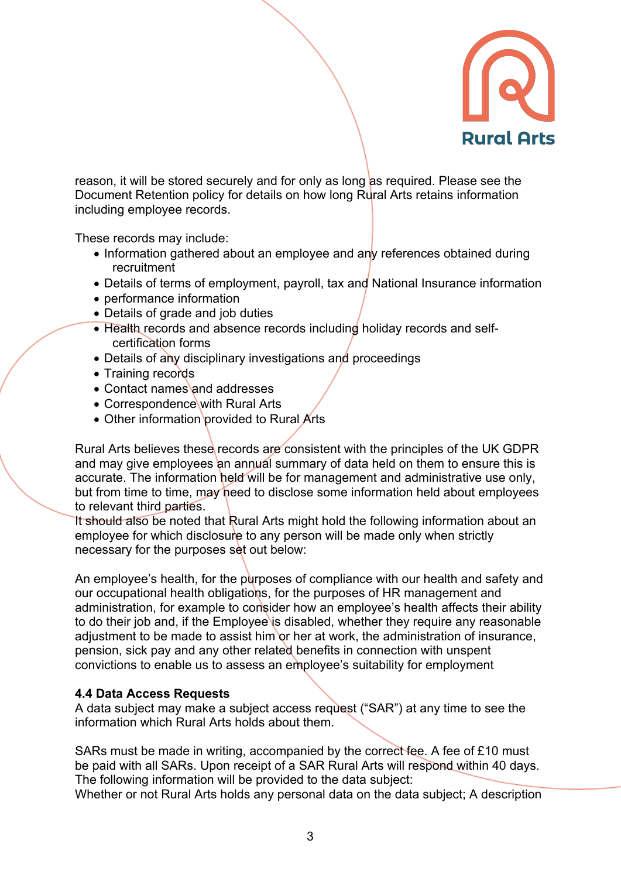reason, it will be stored securely and for only as long as required. Please see the Document Retention policy for details on how long Rural Arts retains information including employee records.

These records may include:

- Information gathered about an employee and any references obtained during recruitment
- Details of terms of employment, payroll, tax and National Insurance information
- performance information
- Details of grade and job duties
- Health records and absence records including holiday records and self-certification forms
- Details of any disciplinary investigations and proceedings
- Training records
- Contact names and addresses
- Correspondence with Rural Arts
- Other information provided to Rural Arts

Rural Arts believes these records are consistent with the principles of the UK GDPR and may give employees an annual summary of data held on them to ensure this is accurate. The information held will be for management and administrative use only, but from time to time, may need to disclose some information held about employees to relevant third parties.
It should also be noted that Rural Arts might hold the following information about an employee for which disclosure to any person will be made only when strictly necessary for the purposes set out below:

An employee's health, for the purposes of compliance with our health and safety and our occupational health obligations, for the purposes of HR management and administration, for example to consider how an employee's health affects their ability to do their job and, if the Employee is disabled, whether they require any reasonable adjustment to be made to assist him or her at work, the administration of insurance, pension, sick pay and any other related benefits in connection with unspent convictions to enable us to assess an employee's suitability for employment

**4.4 Data Access Requests**
A data subject may make a subject access request ("SAR") at any time to see the information which Rural Arts holds about them.

SARs must be made in writing, accompanied by the correct fee. A fee of £10 must be paid with all SARs. Upon receipt of a SAR Rural Arts will respond within 40 days. The following information will be provided to the data subject:
Whether or not Rural Arts holds any personal data on the data subject; A description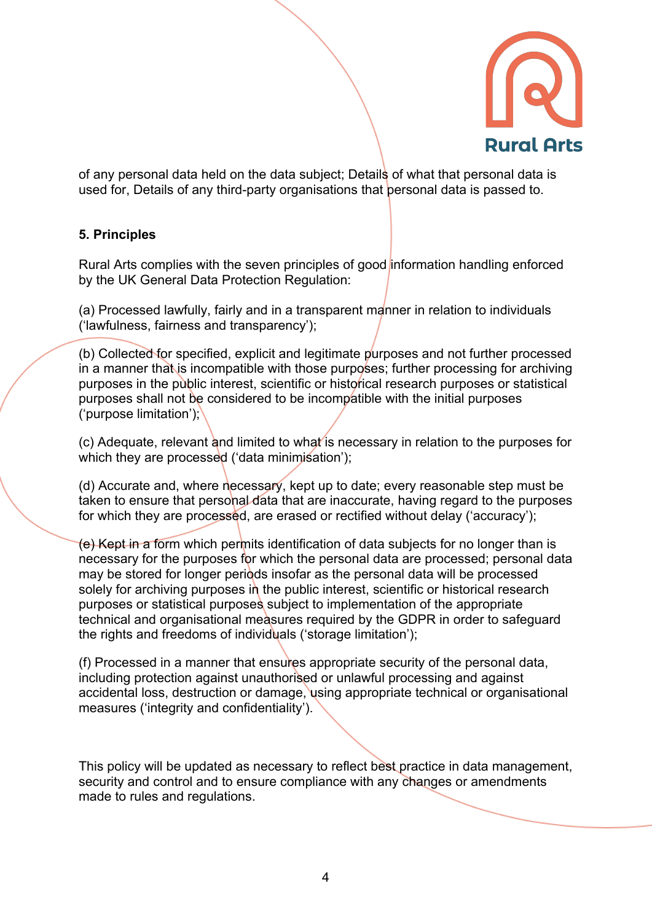of any personal data held on the data subject; Details of what that personal data is used for, Details of any third-party organisations that personal data is passed to.

**5. Principles**

Rural Arts complies with the seven principles of good information handling enforced by the UK General Data Protection Regulation:

(a) Processed lawfully, fairly and in a transparent manner in relation to individuals ('lawfulness, fairness and transparency');

(b) Collected for specified, explicit and legitimate purposes and not further processed in a manner that is incompatible with those purposes; further processing for archiving purposes in the public interest, scientific or historical research purposes or statistical purposes shall not be considered to be incompatible with the initial purposes ('purpose limitation');

(c) Adequate, relevant and limited to what is necessary in relation to the purposes for which they are processed ('data minimisation');

(d) Accurate and, where necessary, kept up to date; every reasonable step must be taken to ensure that personal data that are inaccurate, having regard to the purposes for which they are processed, are erased or rectified without delay ('accuracy');

(e) Kept in a form which permits identification of data subjects for no longer than is necessary for the purposes for which the personal data are processed; personal data may be stored for longer periods insofar as the personal data will be processed solely for archiving purposes in the public interest, scientific or historical research purposes or statistical purposes subject to implementation of the appropriate technical and organisational measures required by the GDPR in order to safeguard the rights and freedoms of individuals ('storage limitation');

(f) Processed in a manner that ensures appropriate security of the personal data, including protection against unauthorised or unlawful processing and against accidental loss, destruction or damage, using appropriate technical or organisational measures ('integrity and confidentiality').

This policy will be updated as necessary to reflect best practice in data management, security and control and to ensure compliance with any changes or amendments made to rules and regulations.